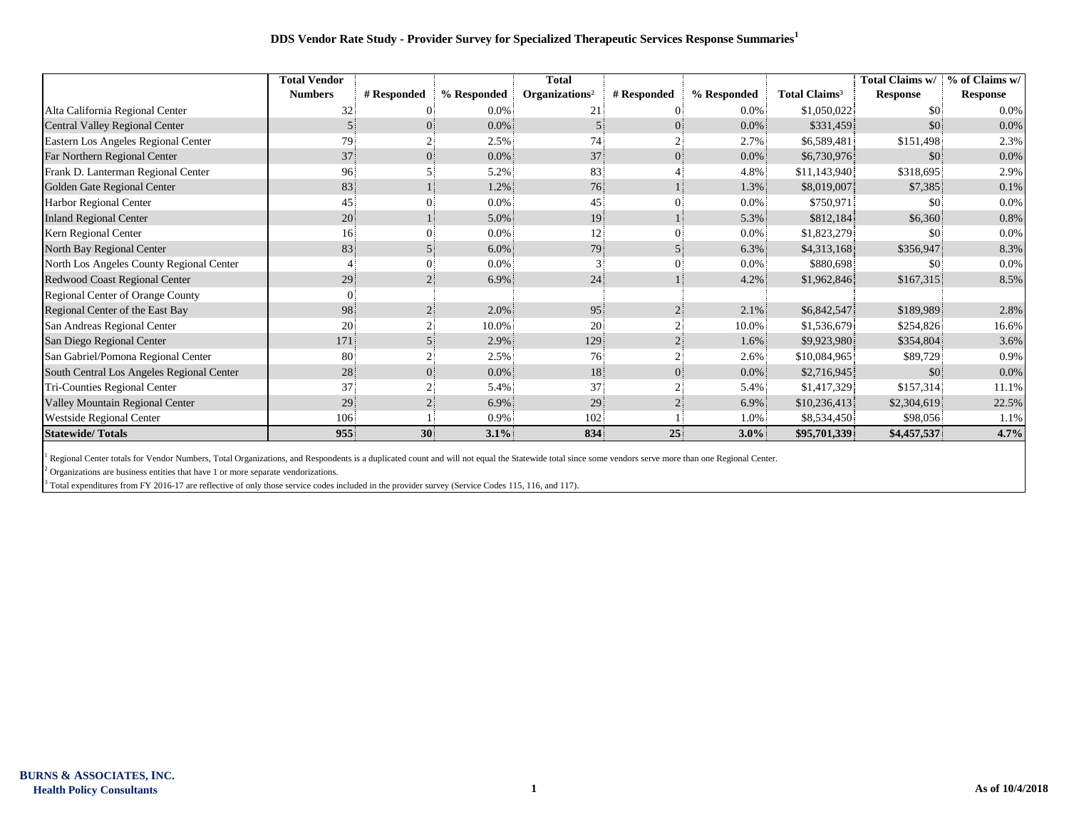# DDS Vendor Rate Study - Provider Survey for Specialized Therapeutic Services Response Summaries[1]

| | Total Vendor Numbers | # Responded | % Responded | Total Organizations[2] | # Responded | % Responded | Total Claims[3] | Total Claims w/ Response | % of Claims w/ Response |
|---|---|---|---|---|---|---|---|---|---|
| Alta California Regional Center | 32 | 0 | 0.0% | 21 | 0 | 0.0% | $1,050,022 | $0 | 0.0% |
| Central Valley Regional Center | 5 | 0 | 0.0% | 5 | 0 | 0.0% | $331,459 | $0 | 0.0% |
| Eastern Los Angeles Regional Center | 79 | 2 | 2.5% | 74 | 2 | 2.7% | $6,589,481 | $151,498 | 2.3% |
| Far Northern Regional Center | 37 | 0 | 0.0% | 37 | 0 | 0.0% | $6,730,976 | $0 | 0.0% |
| Frank D. Lanterman Regional Center | 96 | 5 | 5.2% | 83 | 4 | 4.8% | $11,143,940 | $318,695 | 2.9% |
| Golden Gate Regional Center | 83 | 1 | 1.2% | 76 | 1 | 1.3% | $8,019,007 | $7,385 | 0.1% |
| Harbor Regional Center | 45 | 0 | 0.0% | 45 | 0 | 0.0% | $750,971 | $0 | 0.0% |
| Inland Regional Center | 20 | 1 | 5.0% | 19 | 1 | 5.3% | $812,184 | $6,360 | 0.8% |
| Kern Regional Center | 16 | 0 | 0.0% | 12 | 0 | 0.0% | $1,823,279 | $0 | 0.0% |
| North Bay Regional Center | 83 | 5 | 6.0% | 79 | 5 | 6.3% | $4,313,168 | $356,947 | 8.3% |
| North Los Angeles County Regional Center | 4 | 0 | 0.0% | 3 | 0 | 0.0% | $880,698 | $0 | 0.0% |
| Redwood Coast Regional Center | 29 | 2 | 6.9% | 24 | 1 | 4.2% | $1,962,846 | $167,315 | 8.5% |
| Regional Center of Orange County | 0 | | | | | | | | |
| Regional Center of the East Bay | 98 | 2 | 2.0% | 95 | 2 | 2.1% | $6,842,547 | $189,989 | 2.8% |
| San Andreas Regional Center | 20 | 2 | 10.0% | 20 | 2 | 10.0% | $1,536,679 | $254,826 | 16.6% |
| San Diego Regional Center | 171 | 5 | 2.9% | 129 | 2 | 1.6% | $9,923,980 | $354,804 | 3.6% |
| San Gabriel/Pomona Regional Center | 80 | 2 | 2.5% | 76 | 2 | 2.6% | $10,084,965 | $89,729 | 0.9% |
| South Central Los Angeles Regional Center | 28 | 0 | 0.0% | 18 | 0 | 0.0% | $2,716,945 | $0 | 0.0% |
| Tri-Counties Regional Center | 37 | 2 | 5.4% | 37 | 2 | 5.4% | $1,417,329 | $157,314 | 11.1% |
| Valley Mountain Regional Center | 29 | 2 | 6.9% | 29 | 2 | 6.9% | $10,236,413 | $2,304,619 | 22.5% |
| Westside Regional Center | 106 | 1 | 0.9% | 102 | 1 | 1.0% | $8,534,450 | $98,056 | 1.1% |
| **Statewide/ Totals** | **955** | **30** | **3.1%** | **834** | **25** | **3.0%** | **$95,701,339** | **$4,457,537** | **4.7%** |

[1] Regional Center totals for Vendor Numbers, Total Organizations, and Respondents is a duplicated count and will not equal the Statewide total since some vendors serve more than one Regional Center.

[2] Organizations are business entities that have 1 or more separate vendorizations.

[3] Total expenditures from FY 2016-17 are reflective of only those service codes included in the provider survey (Service Codes 115, 116, and 117).

**BURNS & ASSOCIATES, INC.**
**Health Policy Consultants**

**As of 10/4/2018**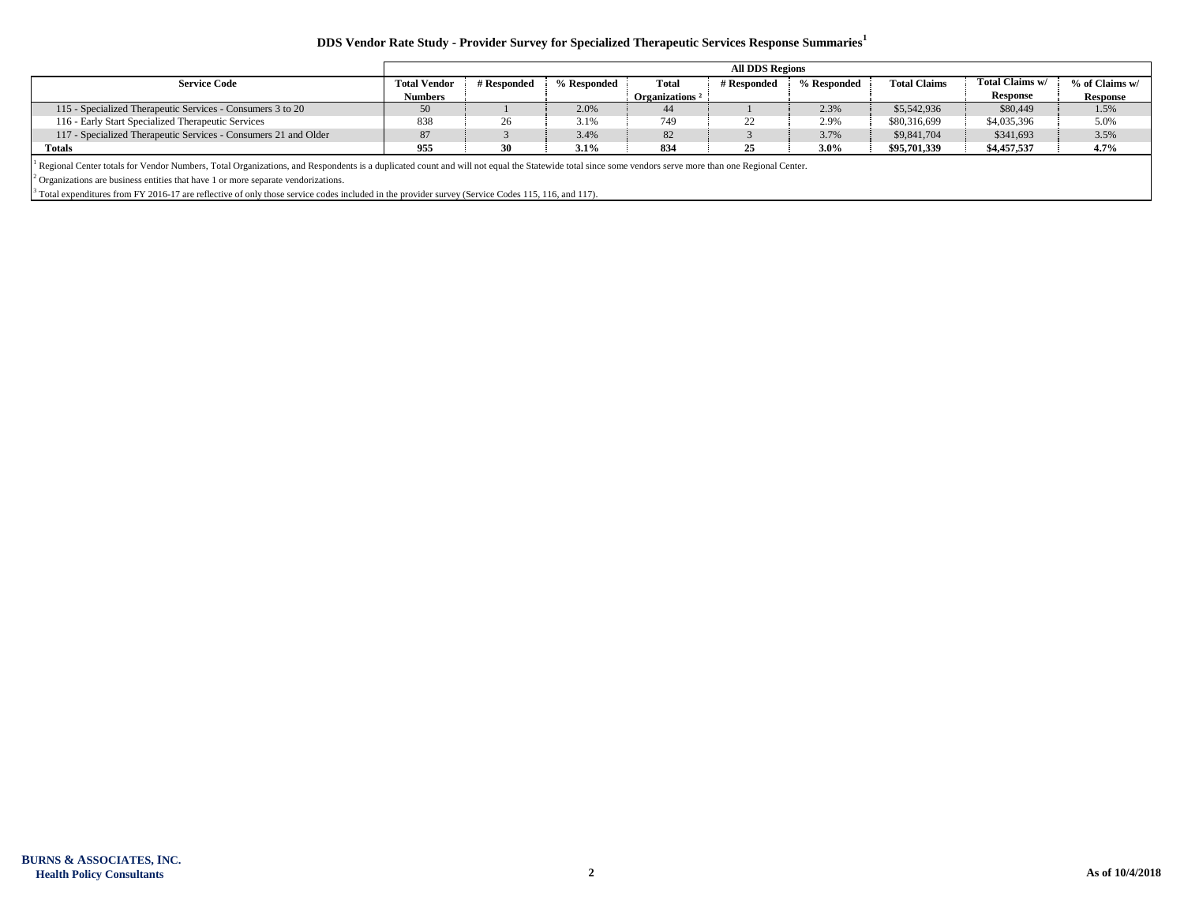## DDS Vendor Rate Study - Provider Survey for Specialized Therapeutic Services Response Summaries[1]

| | All DDS Regions | | | | | | | | |
|---|---|---|---|---|---|---|---|---|---|
| **Service Code** | **Total Vendor Numbers** | **# Responded** | **% Responded** | **Total Organizations [2]** | **# Responded** | **% Responded** | **Total Claims** | **Total Claims w/ Response** | **% of Claims w/ Response** |
| 115 - Specialized Therapeutic Services - Consumers 3 to 20 | 50 | 1 | 2.0% | 44 | 1 | 2.3% | $5,542,936 | $80,449 | 1.5% |
| 116 - Early Start Specialized Therapeutic Services | 838 | 26 | 3.1% | 749 | 22 | 2.9% | $80,316,699 | $4,035,396 | 5.0% |
| 117 - Specialized Therapeutic Services - Consumers 21 and Older | 87 | 3 | 3.4% | 82 | 3 | 3.7% | $9,841,704 | $341,693 | 3.5% |
| **Totals** | **955** | **30** | **3.1%** | **834** | **25** | **3.0%** | **$95,701,339** | **$4,457,537** | **4.7%** |

[1] Regional Center totals for Vendor Numbers, Total Organizations, and Respondents is a duplicated count and will not equal the Statewide total since some vendors serve more than one Regional Center.

[2] Organizations are business entities that have 1 or more separate vendorizations.

[3] Total expenditures from FY 2016-17 are reflective of only those service codes included in the provider survey (Service Codes 115, 116, and 117).

**BURNS & ASSOCIATES, INC.**
**Health Policy Consultants**

**As of 10/4/2018**